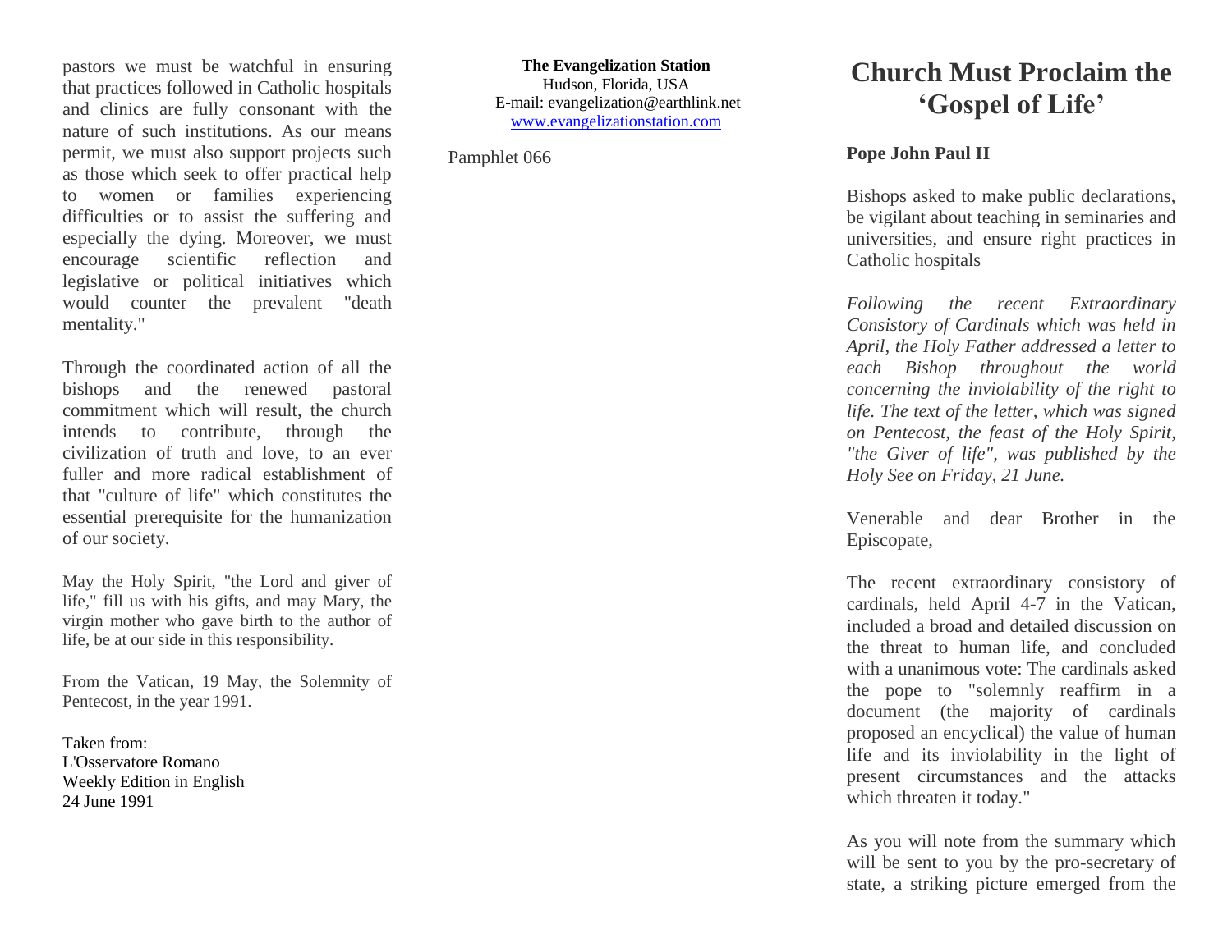pastors we must be watchful in ensuring that practices followed in Catholic hospitals and clinics are fully consonant with the nature of such institutions. As our means permit, we must also support projects such as those which seek to offer practical help to women or families experiencing difficulties or to assist the suffering and especially the dying. Moreover, we must encourage scientific reflection and legislative or political initiatives which would counter the prevalent "death mentality."

Through the coordinated action of all the bishops and the renewed pastoral commitment which will result, the church intends to contribute, through the civilization of truth and love, to an ever fuller and more radical establishment of that "culture of life" which constitutes the essential prerequisite for the humanization of our society.

May the Holy Spirit, "the Lord and giver of life," fill us with his gifts, and may Mary, the virgin mother who gave birth to the author of life, be at our side in this responsibility.

From the Vatican, 19 May, the Solemnity of Pentecost, in the year 1991.

Taken from:
L'Osservatore Romano
Weekly Edition in English
24 June 1991

**The Evangelization Station**
Hudson, Florida, USA
E-mail: evangelization@earthlink.net
www.evangelizationstation.com

Pamphlet 066

# Church Must Proclaim the 'Gospel of Life'

**Pope John Paul II**

Bishops asked to make public declarations, be vigilant about teaching in seminaries and universities, and ensure right practices in Catholic hospitals

*Following the recent Extraordinary Consistory of Cardinals which was held in April, the Holy Father addressed a letter to each Bishop throughout the world concerning the inviolability of the right to life. The text of the letter, which was signed on Pentecost, the feast of the Holy Spirit, "the Giver of life", was published by the Holy See on Friday, 21 June.*

Venerable and dear Brother in the Episcopate,

The recent extraordinary consistory of cardinals, held April 4-7 in the Vatican, included a broad and detailed discussion on the threat to human life, and concluded with a unanimous vote: The cardinals asked the pope to "solemnly reaffirm in a document (the majority of cardinals proposed an encyclical) the value of human life and its inviolability in the light of present circumstances and the attacks which threaten it today."

As you will note from the summary which will be sent to you by the pro-secretary of state, a striking picture emerged from the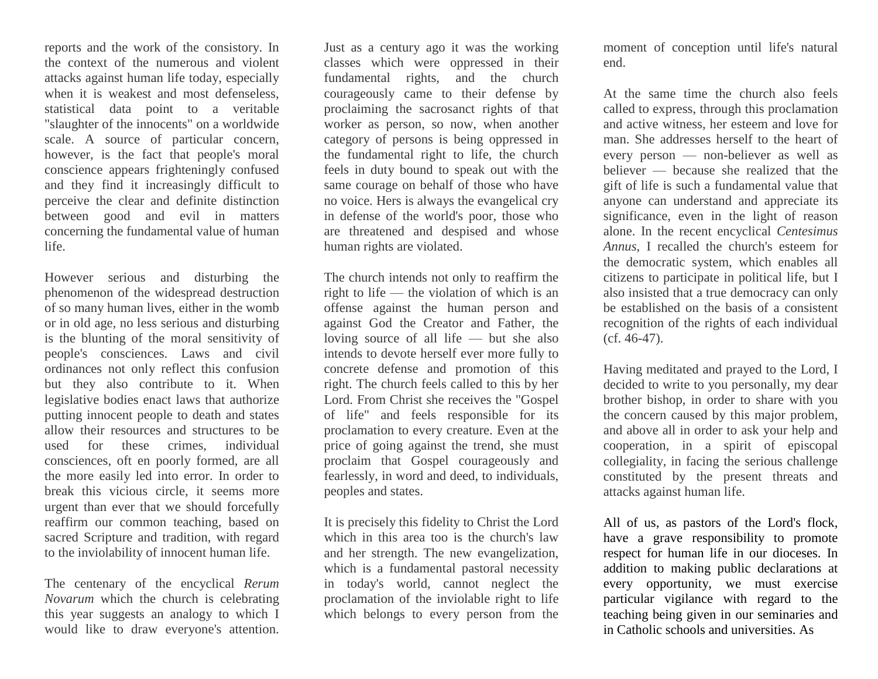reports and the work of the consistory. In the context of the numerous and violent attacks against human life today, especially when it is weakest and most defenseless, statistical data point to a veritable "slaughter of the innocents" on a worldwide scale. A source of particular concern, however, is the fact that people's moral conscience appears frighteningly confused and they find it increasingly difficult to perceive the clear and definite distinction between good and evil in matters concerning the fundamental value of human life.

However serious and disturbing the phenomenon of the widespread destruction of so many human lives, either in the womb or in old age, no less serious and disturbing is the blunting of the moral sensitivity of people's consciences. Laws and civil ordinances not only reflect this confusion but they also contribute to it. When legislative bodies enact laws that authorize putting innocent people to death and states allow their resources and structures to be used for these crimes, individual consciences, oft en poorly formed, are all the more easily led into error. In order to break this vicious circle, it seems more urgent than ever that we should forcefully reaffirm our common teaching, based on sacred Scripture and tradition, with regard to the inviolability of innocent human life.

The centenary of the encyclical *Rerum Novarum* which the church is celebrating this year suggests an analogy to which I would like to draw everyone's attention. Just as a century ago it was the working classes which were oppressed in their fundamental rights, and the church courageously came to their defense by proclaiming the sacrosanct rights of that worker as person, so now, when another category of persons is being oppressed in the fundamental right to life, the church feels in duty bound to speak out with the same courage on behalf of those who have no voice. Hers is always the evangelical cry in defense of the world's poor, those who are threatened and despised and whose human rights are violated.

The church intends not only to reaffirm the right to life — the violation of which is an offense against the human person and against God the Creator and Father, the loving source of all life — but she also intends to devote herself ever more fully to concrete defense and promotion of this right. The church feels called to this by her Lord. From Christ she receives the "Gospel of life" and feels responsible for its proclamation to every creature. Even at the price of going against the trend, she must proclaim that Gospel courageously and fearlessly, in word and deed, to individuals, peoples and states.

It is precisely this fidelity to Christ the Lord which in this area too is the church's law and her strength. The new evangelization, which is a fundamental pastoral necessity in today's world, cannot neglect the proclamation of the inviolable right to life which belongs to every person from the moment of conception until life's natural end.

At the same time the church also feels called to express, through this proclamation and active witness, her esteem and love for man. She addresses herself to the heart of every person — non-believer as well as believer — because she realized that the gift of life is such a fundamental value that anyone can understand and appreciate its significance, even in the light of reason alone. In the recent encyclical *Centesimus Annus*, I recalled the church's esteem for the democratic system, which enables all citizens to participate in political life, but I also insisted that a true democracy can only be established on the basis of a consistent recognition of the rights of each individual (cf. 46-47).

Having meditated and prayed to the Lord, I decided to write to you personally, my dear brother bishop, in order to share with you the concern caused by this major problem, and above all in order to ask your help and cooperation, in a spirit of episcopal collegiality, in facing the serious challenge constituted by the present threats and attacks against human life.

All of us, as pastors of the Lord's flock, have a grave responsibility to promote respect for human life in our dioceses. In addition to making public declarations at every opportunity, we must exercise particular vigilance with regard to the teaching being given in our seminaries and in Catholic schools and universities. As